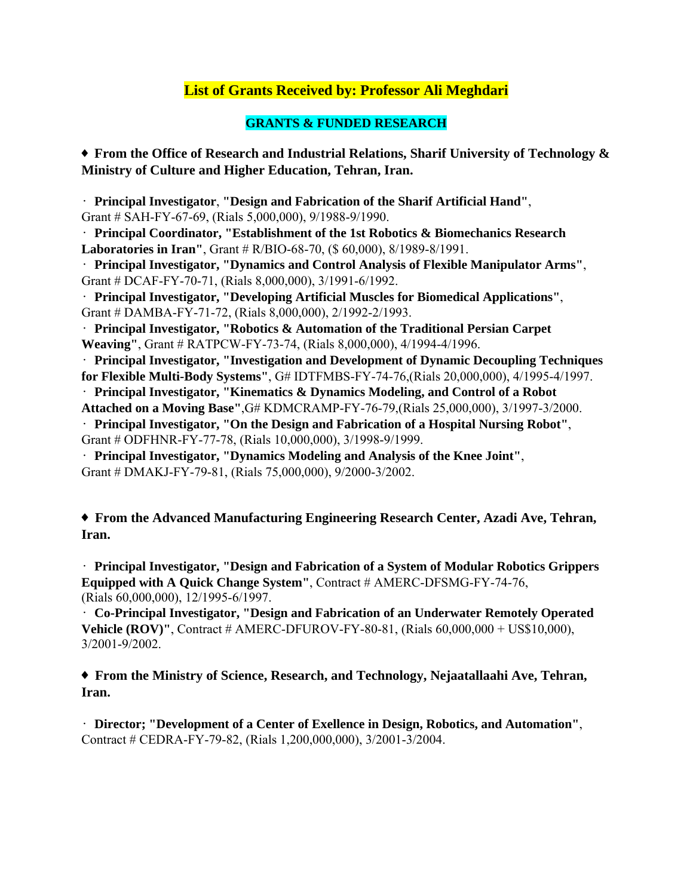# List of Grants Received by: Professor Ali Meghdari

## GRANTS & FUNDED RESEARCH

**♦ From the Office of Research and Industrial Relations, Sharif University of Technology & Ministry of Culture and Higher Education, Tehran, Iran.**

· **Principal Investigator**, **"Design and Fabrication of the Sharif Artificial Hand"**, Grant # SAH-FY-67-69, (Rials 5,000,000), 9/1988-9/1990.
· **Principal Coordinator, "Establishment of the 1st Robotics & Biomechanics Research Laboratories in Iran"**, Grant # R/BIO-68-70, ($ 60,000), 8/1989-8/1991.
· **Principal Investigator, "Dynamics and Control Analysis of Flexible Manipulator Arms"**, Grant # DCAF-FY-70-71, (Rials 8,000,000), 3/1991-6/1992.
· **Principal Investigator, "Developing Artificial Muscles for Biomedical Applications"**, Grant # DAMBA-FY-71-72, (Rials 8,000,000), 2/1992-2/1993.
· **Principal Investigator, "Robotics & Automation of the Traditional Persian Carpet Weaving"**, Grant # RATPCW-FY-73-74, (Rials 8,000,000), 4/1994-4/1996.
· **Principal Investigator, "Investigation and Development of Dynamic Decoupling Techniques for Flexible Multi-Body Systems"**, G# IDTFMBS-FY-74-76,(Rials 20,000,000), 4/1995-4/1997.
· **Principal Investigator, "Kinematics & Dynamics Modeling, and Control of a Robot Attached on a Moving Base"**,G# KDMCRAMP-FY-76-79,(Rials 25,000,000), 3/1997-3/2000.
· **Principal Investigator, "On the Design and Fabrication of a Hospital Nursing Robot"**, Grant # ODFHNR-FY-77-78, (Rials 10,000,000), 3/1998-9/1999.
· **Principal Investigator, "Dynamics Modeling and Analysis of the Knee Joint"**, Grant # DMAKJ-FY-79-81, (Rials 75,000,000), 9/2000-3/2002.

**♦ From the Advanced Manufacturing Engineering Research Center, Azadi Ave, Tehran, Iran.**

· **Principal Investigator, "Design and Fabrication of a System of Modular Robotics Grippers Equipped with A Quick Change System"**, Contract # AMERC-DFSMG-FY-74-76, (Rials 60,000,000), 12/1995-6/1997.
· **Co-Principal Investigator, "Design and Fabrication of an Underwater Remotely Operated Vehicle (ROV)"**, Contract # AMERC-DFUROV-FY-80-81, (Rials 60,000,000 + US$10,000), 3/2001-9/2002.

**♦ From the Ministry of Science, Research, and Technology, Nejaatallaahi Ave, Tehran, Iran.**

· **Director; "Development of a Center of Exellence in Design, Robotics, and Automation"**, Contract # CEDRA-FY-79-82, (Rials 1,200,000,000), 3/2001-3/2004.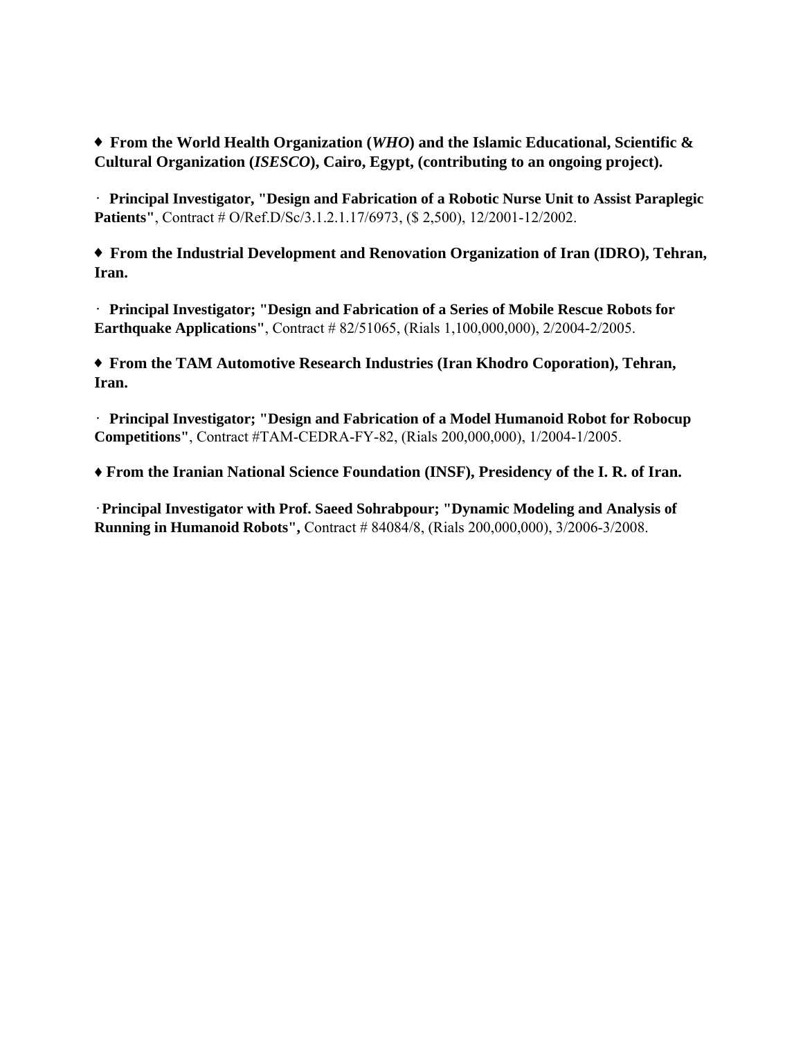**♦ From the World Health Organization (*WHO*) and the Islamic Educational, Scientific & Cultural Organization (*ISESCO*), Cairo, Egypt, (contributing to an ongoing project).**

· **Principal Investigator, "Design and Fabrication of a Robotic Nurse Unit to Assist Paraplegic Patients"**, Contract # O/Ref.D/Sc/3.1.2.1.17/6973, ($ 2,500), 12/2001-12/2002.

**♦ From the Industrial Development and Renovation Organization of Iran (IDRO), Tehran, Iran.**

· **Principal Investigator; "Design and Fabrication of a Series of Mobile Rescue Robots for Earthquake Applications"**, Contract # 82/51065, (Rials 1,100,000,000), 2/2004-2/2005.

**♦ From the TAM Automotive Research Industries (Iran Khodro Coporation), Tehran, Iran.**

· **Principal Investigator; "Design and Fabrication of a Model Humanoid Robot for Robocup Competitions"**, Contract #TAM-CEDRA-FY-82, (Rials 200,000,000), 1/2004-1/2005.

**♦ From the Iranian National Science Foundation (INSF), Presidency of the I. R. of Iran.**

· **Principal Investigator with Prof. Saeed Sohrabpour; "Dynamic Modeling and Analysis of Running in Humanoid Robots",** Contract # 84084/8, (Rials 200,000,000), 3/2006-3/2008.